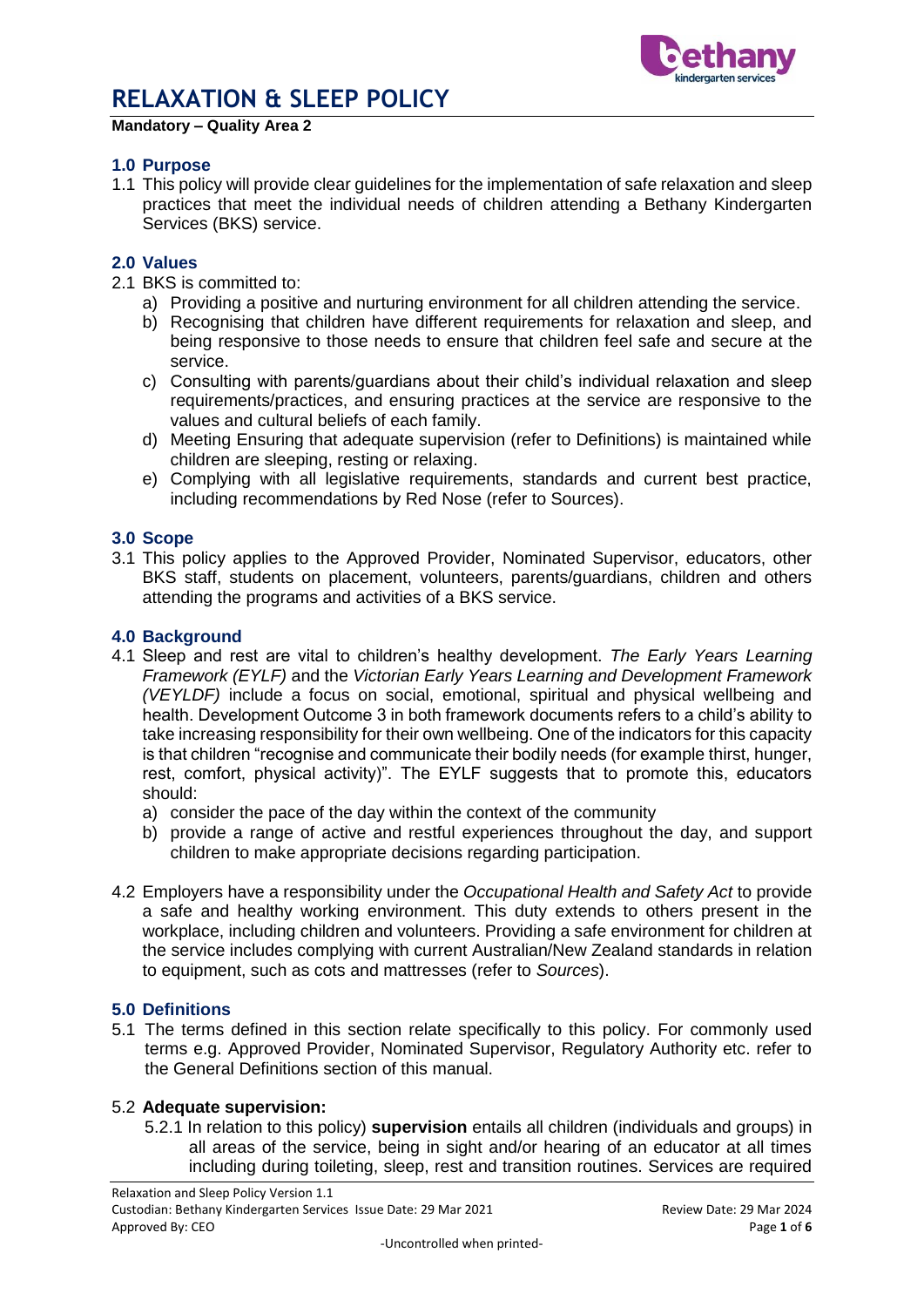# RELAXATION & SLEEP POLICY

**Mandatory – Quality Area 2**

## 1.0 Purpose

1.1 This policy will provide clear guidelines for the implementation of safe relaxation and sleep practices that meet the individual needs of children attending a Bethany Kindergarten Services (BKS) service.

## 2.0 Values

2.1 BKS is committed to:

a) Providing a positive and nurturing environment for all children attending the service.

b) Recognising that children have different requirements for relaxation and sleep, and being responsive to those needs to ensure that children feel safe and secure at the service.

c) Consulting with parents/guardians about their child's individual relaxation and sleep requirements/practices, and ensuring practices at the service are responsive to the values and cultural beliefs of each family.

d) Meeting Ensuring that adequate supervision (refer to Definitions) is maintained while children are sleeping, resting or relaxing.

e) Complying with all legislative requirements, standards and current best practice, including recommendations by Red Nose (refer to Sources).

## 3.0 Scope

3.1 This policy applies to the Approved Provider, Nominated Supervisor, educators, other BKS staff, students on placement, volunteers, parents/guardians, children and others attending the programs and activities of a BKS service.

## 4.0 Background

4.1 Sleep and rest are vital to children's healthy development. *The Early Years Learning Framework (EYLF)* and the *Victorian Early Years Learning and Development Framework (VEYLDF)* include a focus on social, emotional, spiritual and physical wellbeing and health. Development Outcome 3 in both framework documents refers to a child's ability to take increasing responsibility for their own wellbeing. One of the indicators for this capacity is that children "recognise and communicate their bodily needs (for example thirst, hunger, rest, comfort, physical activity)". The EYLF suggests that to promote this, educators should:

a) consider the pace of the day within the context of the community

b) provide a range of active and restful experiences throughout the day, and support children to make appropriate decisions regarding participation.

4.2 Employers have a responsibility under the *Occupational Health and Safety Act* to provide a safe and healthy working environment. This duty extends to others present in the workplace, including children and volunteers. Providing a safe environment for children at the service includes complying with current Australian/New Zealand standards in relation to equipment, such as cots and mattresses (refer to *Sources*).

## 5.0 Definitions

5.1 The terms defined in this section relate specifically to this policy. For commonly used terms e.g. Approved Provider, Nominated Supervisor, Regulatory Authority etc. refer to the General Definitions section of this manual.

5.2 **Adequate supervision:**

5.2.1 In relation to this policy) **supervision** entails all children (individuals and groups) in all areas of the service, being in sight and/or hearing of an educator at all times including during toileting, sleep, rest and transition routines. Services are required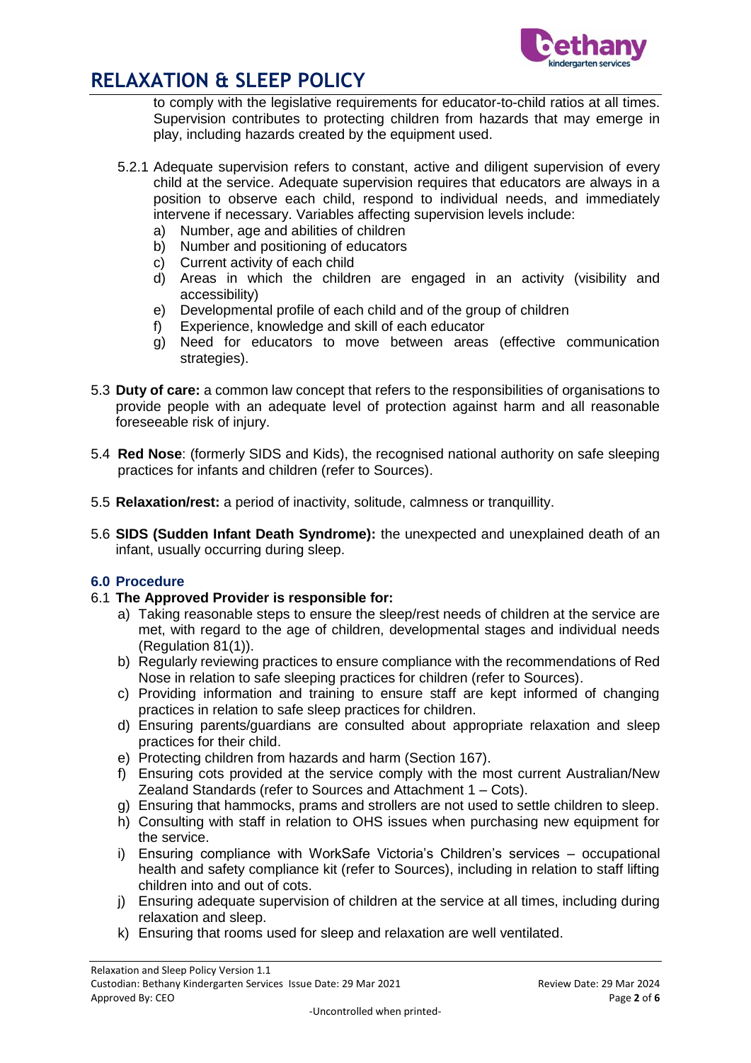to comply with the legislative requirements for educator-to-child ratios at all times. Supervision contributes to protecting children from hazards that may emerge in play, including hazards created by the equipment used.

5.2.1 Adequate supervision refers to constant, active and diligent supervision of every child at the service. Adequate supervision requires that educators are always in a position to observe each child, respond to individual needs, and immediately intervene if necessary. Variables affecting supervision levels include:

a) Number, age and abilities of children
b) Number and positioning of educators
c) Current activity of each child
d) Areas in which the children are engaged in an activity (visibility and accessibility)
e) Developmental profile of each child and of the group of children
f) Experience, knowledge and skill of each educator
g) Need for educators to move between areas (effective communication strategies).

5.3 **Duty of care:** a common law concept that refers to the responsibilities of organisations to provide people with an adequate level of protection against harm and all reasonable foreseeable risk of injury.

5.4 **Red Nose**: (formerly SIDS and Kids), the recognised national authority on safe sleeping practices for infants and children (refer to Sources).

5.5 **Relaxation/rest:** a period of inactivity, solitude, calmness or tranquillity.

5.6 **SIDS (Sudden Infant Death Syndrome):** the unexpected and unexplained death of an infant, usually occurring during sleep.

### 6.0 Procedure

6.1 **The Approved Provider is responsible for:**

a) Taking reasonable steps to ensure the sleep/rest needs of children at the service are met, with regard to the age of children, developmental stages and individual needs (Regulation 81(1)).
b) Regularly reviewing practices to ensure compliance with the recommendations of Red Nose in relation to safe sleeping practices for children (refer to Sources).
c) Providing information and training to ensure staff are kept informed of changing practices in relation to safe sleep practices for children.
d) Ensuring parents/guardians are consulted about appropriate relaxation and sleep practices for their child.
e) Protecting children from hazards and harm (Section 167).
f) Ensuring cots provided at the service comply with the most current Australian/New Zealand Standards (refer to Sources and Attachment 1 – Cots).
g) Ensuring that hammocks, prams and strollers are not used to settle children to sleep.
h) Consulting with staff in relation to OHS issues when purchasing new equipment for the service.
i) Ensuring compliance with WorkSafe Victoria's Children's services – occupational health and safety compliance kit (refer to Sources), including in relation to staff lifting children into and out of cots.
j) Ensuring adequate supervision of children at the service at all times, including during relaxation and sleep.
k) Ensuring that rooms used for sleep and relaxation are well ventilated.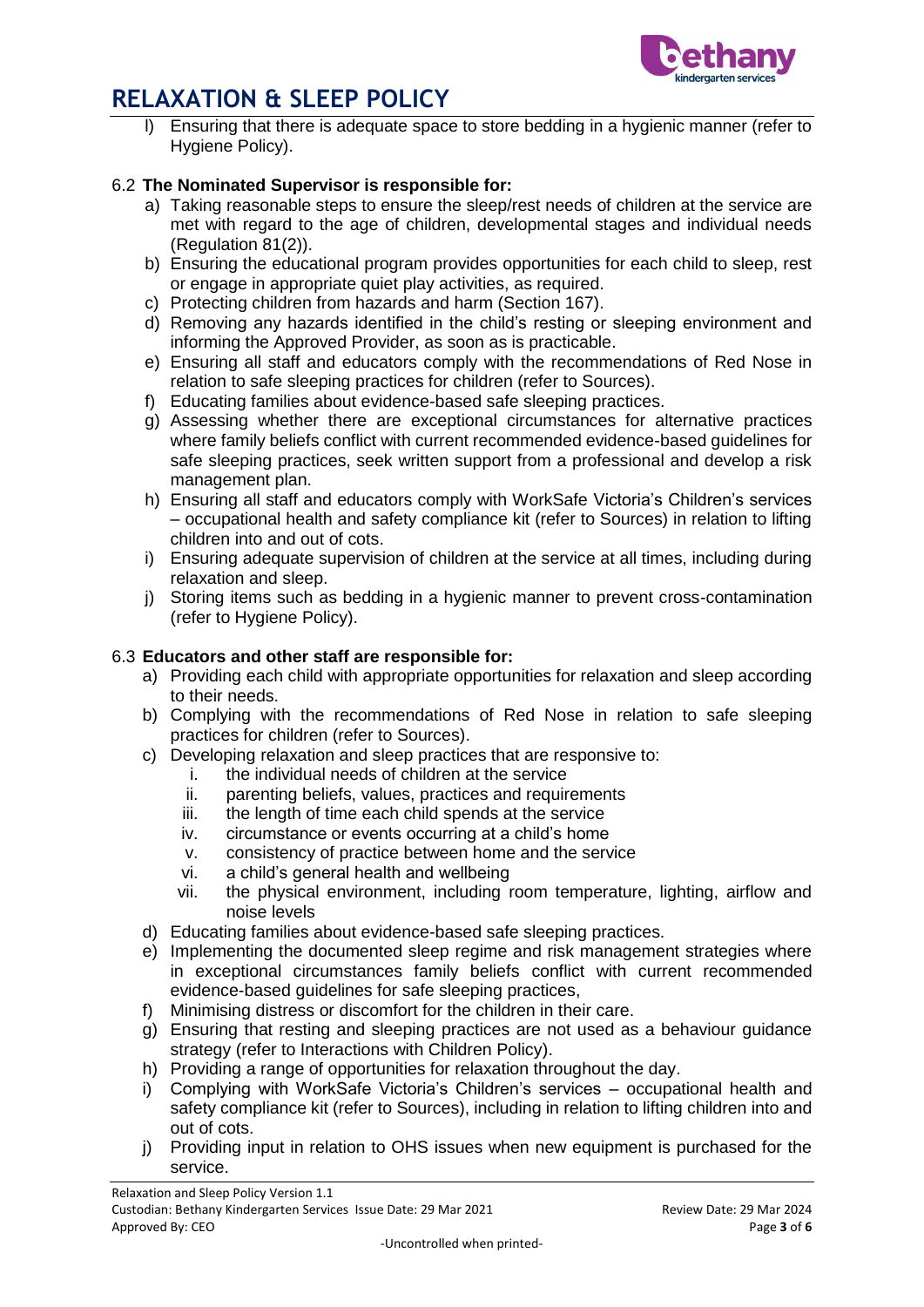l) Ensuring that there is adequate space to store bedding in a hygienic manner (refer to Hygiene Policy).

### 6.2 **The Nominated Supervisor is responsible for:**

a) Taking reasonable steps to ensure the sleep/rest needs of children at the service are met with regard to the age of children, developmental stages and individual needs (Regulation 81(2)).
b) Ensuring the educational program provides opportunities for each child to sleep, rest or engage in appropriate quiet play activities, as required.
c) Protecting children from hazards and harm (Section 167).
d) Removing any hazards identified in the child's resting or sleeping environment and informing the Approved Provider, as soon as is practicable.
e) Ensuring all staff and educators comply with the recommendations of Red Nose in relation to safe sleeping practices for children (refer to Sources).
f) Educating families about evidence-based safe sleeping practices.
g) Assessing whether there are exceptional circumstances for alternative practices where family beliefs conflict with current recommended evidence-based guidelines for safe sleeping practices, seek written support from a professional and develop a risk management plan.
h) Ensuring all staff and educators comply with WorkSafe Victoria's Children's services – occupational health and safety compliance kit (refer to Sources) in relation to lifting children into and out of cots.
i) Ensuring adequate supervision of children at the service at all times, including during relaxation and sleep.
j) Storing items such as bedding in a hygienic manner to prevent cross-contamination (refer to Hygiene Policy).

### 6.3 **Educators and other staff are responsible for:**

a) Providing each child with appropriate opportunities for relaxation and sleep according to their needs.
b) Complying with the recommendations of Red Nose in relation to safe sleeping practices for children (refer to Sources).
c) Developing relaxation and sleep practices that are responsive to:
   i. the individual needs of children at the service
   ii. parenting beliefs, values, practices and requirements
   iii. the length of time each child spends at the service
   iv. circumstance or events occurring at a child's home
   v. consistency of practice between home and the service
   vi. a child's general health and wellbeing
   vii. the physical environment, including room temperature, lighting, airflow and noise levels
d) Educating families about evidence-based safe sleeping practices.
e) Implementing the documented sleep regime and risk management strategies where in exceptional circumstances family beliefs conflict with current recommended evidence-based guidelines for safe sleeping practices,
f) Minimising distress or discomfort for the children in their care.
g) Ensuring that resting and sleeping practices are not used as a behaviour guidance strategy (refer to Interactions with Children Policy).
h) Providing a range of opportunities for relaxation throughout the day.
i) Complying with WorkSafe Victoria's Children's services – occupational health and safety compliance kit (refer to Sources), including in relation to lifting children into and out of cots.
j) Providing input in relation to OHS issues when new equipment is purchased for the service.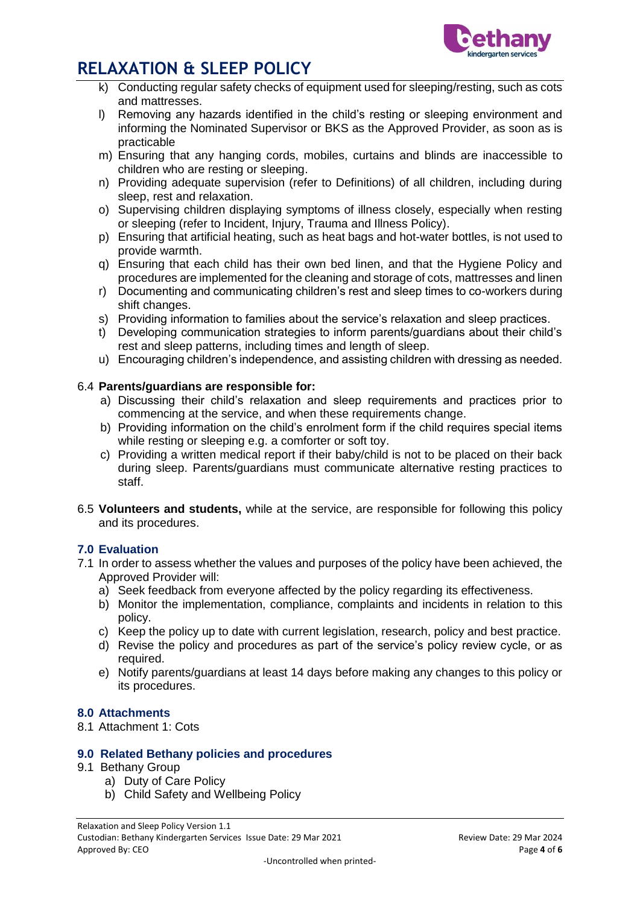k) Conducting regular safety checks of equipment used for sleeping/resting, such as cots and mattresses.
l) Removing any hazards identified in the child's resting or sleeping environment and informing the Nominated Supervisor or BKS as the Approved Provider, as soon as is practicable
m) Ensuring that any hanging cords, mobiles, curtains and blinds are inaccessible to children who are resting or sleeping.
n) Providing adequate supervision (refer to Definitions) of all children, including during sleep, rest and relaxation.
o) Supervising children displaying symptoms of illness closely, especially when resting or sleeping (refer to Incident, Injury, Trauma and Illness Policy).
p) Ensuring that artificial heating, such as heat bags and hot-water bottles, is not used to provide warmth.
q) Ensuring that each child has their own bed linen, and that the Hygiene Policy and procedures are implemented for the cleaning and storage of cots, mattresses and linen
r) Documenting and communicating children's rest and sleep times to co-workers during shift changes.
s) Providing information to families about the service's relaxation and sleep practices.
t) Developing communication strategies to inform parents/guardians about their child's rest and sleep patterns, including times and length of sleep.
u) Encouraging children's independence, and assisting children with dressing as needed.

6.4 **Parents/guardians are responsible for:**

a) Discussing their child's relaxation and sleep requirements and practices prior to commencing at the service, and when these requirements change.
b) Providing information on the child's enrolment form if the child requires special items while resting or sleeping e.g. a comforter or soft toy.
c) Providing a written medical report if their baby/child is not to be placed on their back during sleep. Parents/guardians must communicate alternative resting practices to staff.

6.5 **Volunteers and students,** while at the service, are responsible for following this policy and its procedures.

## 7.0 Evaluation

7.1 In order to assess whether the values and purposes of the policy have been achieved, the Approved Provider will:

a) Seek feedback from everyone affected by the policy regarding its effectiveness.
b) Monitor the implementation, compliance, complaints and incidents in relation to this policy.
c) Keep the policy up to date with current legislation, research, policy and best practice.
d) Revise the policy and procedures as part of the service's policy review cycle, or as required.
e) Notify parents/guardians at least 14 days before making any changes to this policy or its procedures.

## 8.0 Attachments

8.1 Attachment 1: Cots

## 9.0 Related Bethany policies and procedures

9.1 Bethany Group

a) Duty of Care Policy
b) Child Safety and Wellbeing Policy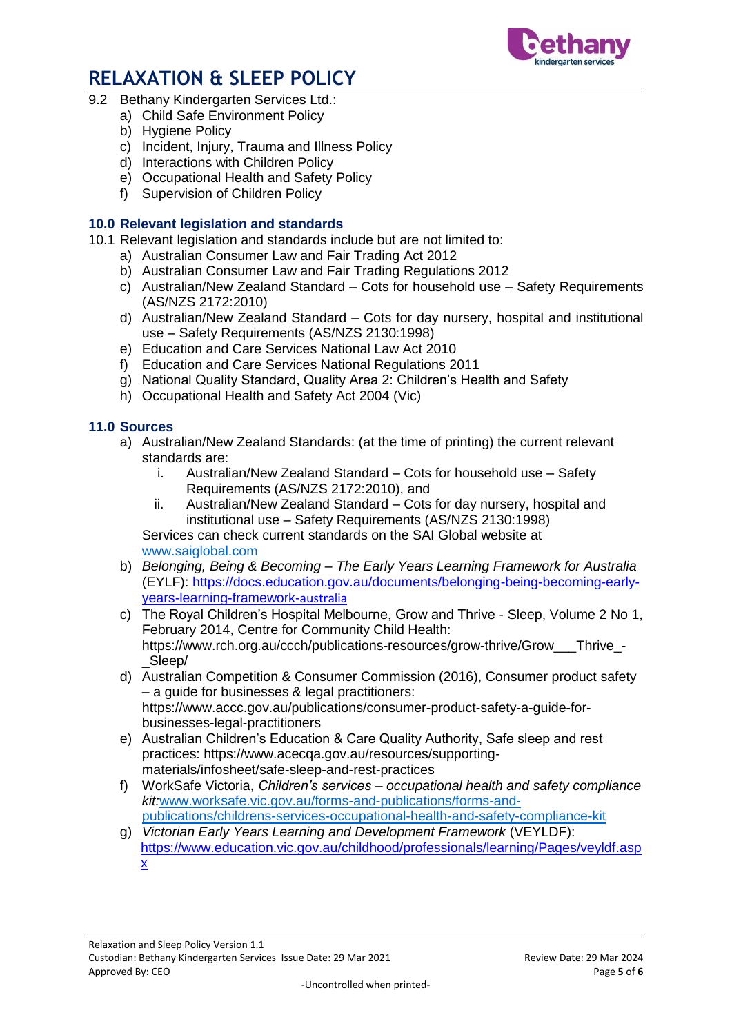9.2 Bethany Kindergarten Services Ltd.:

a) Child Safe Environment Policy
b) Hygiene Policy
c) Incident, Injury, Trauma and Illness Policy
d) Interactions with Children Policy
e) Occupational Health and Safety Policy
f) Supervision of Children Policy

### 10.0 Relevant legislation and standards

10.1 Relevant legislation and standards include but are not limited to:

a) Australian Consumer Law and Fair Trading Act 2012
b) Australian Consumer Law and Fair Trading Regulations 2012
c) Australian/New Zealand Standard – Cots for household use – Safety Requirements (AS/NZS 2172:2010)
d) Australian/New Zealand Standard – Cots for day nursery, hospital and institutional use – Safety Requirements (AS/NZS 2130:1998)
e) Education and Care Services National Law Act 2010
f) Education and Care Services National Regulations 2011
g) National Quality Standard, Quality Area 2: Children's Health and Safety
h) Occupational Health and Safety Act 2004 (Vic)

### 11.0 Sources

a) Australian/New Zealand Standards: (at the time of printing) the current relevant standards are:
   i. Australian/New Zealand Standard – Cots for household use – Safety Requirements (AS/NZS 2172:2010), and
   ii. Australian/New Zealand Standard – Cots for day nursery, hospital and institutional use – Safety Requirements (AS/NZS 2130:1998)

   Services can check current standards on the SAI Global website at www.saiglobal.com
b) *Belonging, Being & Becoming – The Early Years Learning Framework for Australia* (EYLF): https://docs.education.gov.au/documents/belonging-being-becoming-early-years-learning-framework-australia
c) The Royal Children's Hospital Melbourne, Grow and Thrive - Sleep, Volume 2 No 1, February 2014, Centre for Community Child Health: https://www.rch.org.au/ccch/publications-resources/grow-thrive/Grow___Thrive_-_Sleep/
d) Australian Competition & Consumer Commission (2016), Consumer product safety – a guide for businesses & legal practitioners: https://www.accc.gov.au/publications/consumer-product-safety-a-guide-for-businesses-legal-practitioners
e) Australian Children's Education & Care Quality Authority, Safe sleep and rest practices: https://www.acecqa.gov.au/resources/supporting-materials/infosheet/safe-sleep-and-rest-practices
f) WorkSafe Victoria, *Children's services – occupational health and safety compliance kit*: www.worksafe.vic.gov.au/forms-and-publications/forms-and-publications/childrens-services-occupational-health-and-safety-compliance-kit
g) *Victorian Early Years Learning and Development Framework* (VEYLDF): https://www.education.vic.gov.au/childhood/professionals/learning/Pages/veyldf.aspx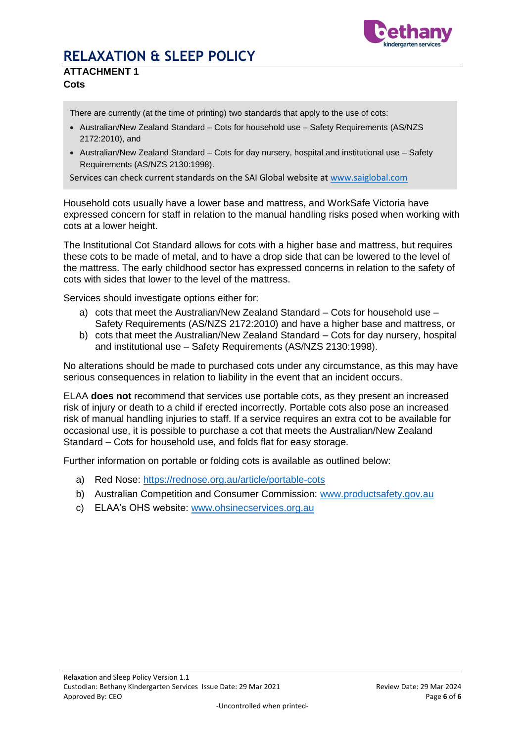# RELAXATION & SLEEP POLICY

## ATTACHMENT 1

### Cots

There are currently (at the time of printing) two standards that apply to the use of cots:

- Australian/New Zealand Standard – Cots for household use – Safety Requirements (AS/NZS 2172:2010), and
- Australian/New Zealand Standard – Cots for day nursery, hospital and institutional use – Safety Requirements (AS/NZS 2130:1998).

Services can check current standards on the SAI Global website at [www.saiglobal.com](http://www.saiglobal.com)

Household cots usually have a lower base and mattress, and WorkSafe Victoria have expressed concern for staff in relation to the manual handling risks posed when working with cots at a lower height.

The Institutional Cot Standard allows for cots with a higher base and mattress, but requires these cots to be made of metal, and to have a drop side that can be lowered to the level of the mattress. The early childhood sector has expressed concerns in relation to the safety of cots with sides that lower to the level of the mattress.

Services should investigate options either for:

a) cots that meet the Australian/New Zealand Standard – Cots for household use – Safety Requirements (AS/NZS 2172:2010) and have a higher base and mattress, or
b) cots that meet the Australian/New Zealand Standard – Cots for day nursery, hospital and institutional use – Safety Requirements (AS/NZS 2130:1998).

No alterations should be made to purchased cots under any circumstance, as this may have serious consequences in relation to liability in the event that an incident occurs.

ELAA **does not** recommend that services use portable cots, as they present an increased risk of injury or death to a child if erected incorrectly. Portable cots also pose an increased risk of manual handling injuries to staff. If a service requires an extra cot to be available for occasional use, it is possible to purchase a cot that meets the Australian/New Zealand Standard – Cots for household use, and folds flat for easy storage.

Further information on portable or folding cots is available as outlined below:

a) Red Nose: [https://rednose.org.au/article/portable-cots](https://rednose.org.au/article/portable-cots)
b) Australian Competition and Consumer Commission: [www.productsafety.gov.au](http://www.productsafety.gov.au)
c) ELAA's OHS website: [www.ohsinecservices.org.au](http://www.ohsinecservices.org.au)